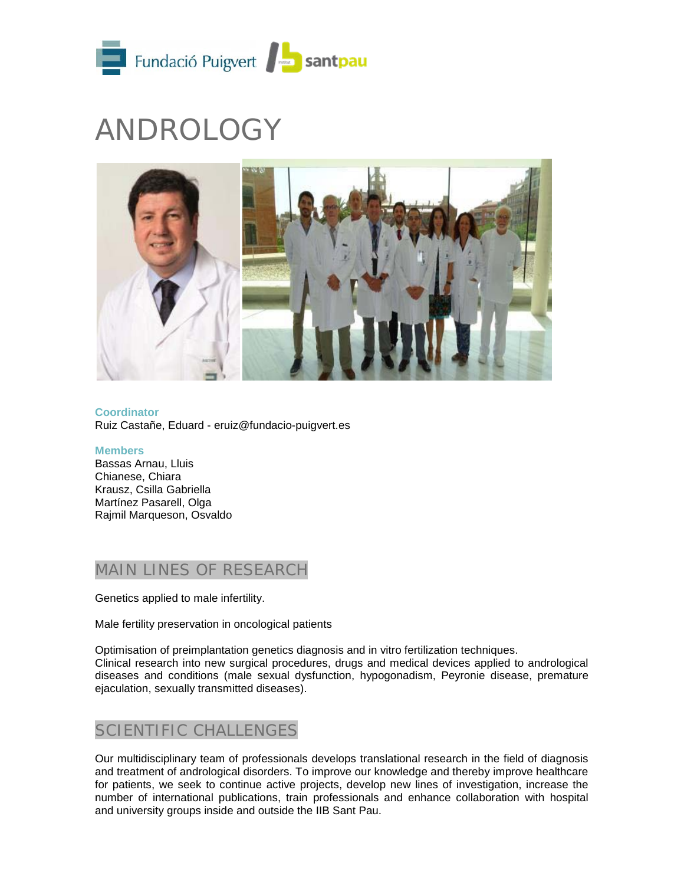# ANDROLOGY

**Coordinator**
Ruiz Castañe, Eduard - eruiz@fundacio-puigvert.es

**Members**
Bassas Arnau, Lluis
Chianese, Chiara
Krausz, Csilla Gabriella
Martínez Pasarell, Olga
Rajmil Marqueson, Osvaldo

## MAIN LINES OF RESEARCH

Genetics applied to male infertility.

Male fertility preservation in oncological patients

Optimisation of preimplantation genetics diagnosis and in vitro fertilization techniques.
Clinical research into new surgical procedures, drugs and medical devices applied to andrological diseases and conditions (male sexual dysfunction, hypogonadism, Peyronie disease, premature ejaculation, sexually transmitted diseases).

## SCIENTIFIC CHALLENGES

Our multidisciplinary team of professionals develops translational research in the field of diagnosis and treatment of andrological disorders. To improve our knowledge and thereby improve healthcare for patients, we seek to continue active projects, develop new lines of investigation, increase the number of international publications, train professionals and enhance collaboration with hospital and university groups inside and outside the IIB Sant Pau.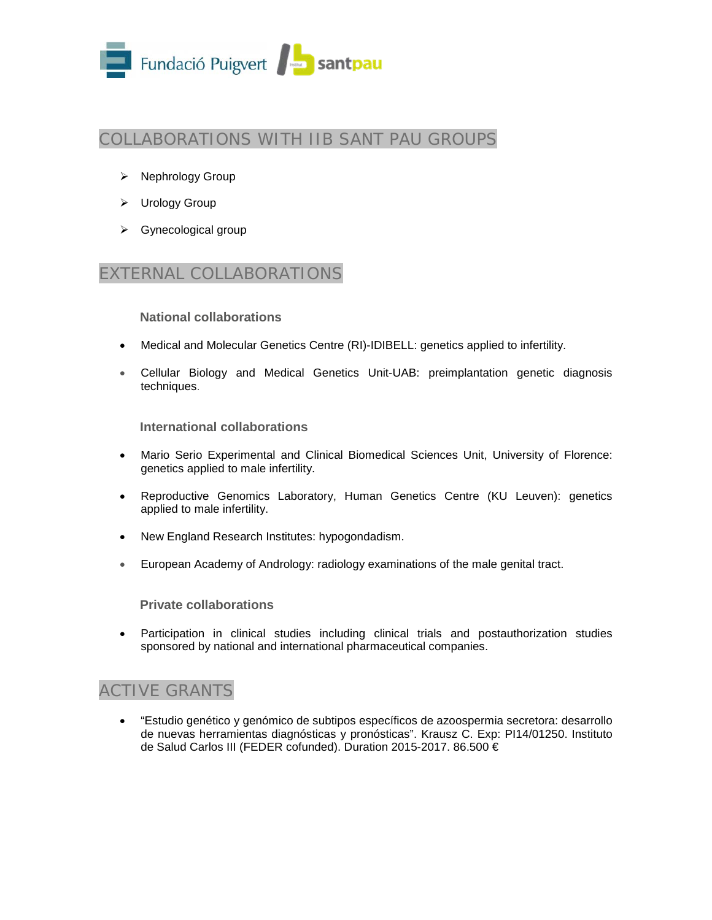## COLLABORATIONS WITH IIB SANT PAU GROUPS

- Nephrology Group
- Urology Group
- Gynecological group

## EXTERNAL COLLABORATIONS

### National collaborations

- Medical and Molecular Genetics Centre (RI)-IDIBELL: genetics applied to infertility.
- Cellular Biology and Medical Genetics Unit-UAB: preimplantation genetic diagnosis techniques.

### International collaborations

- Mario Serio Experimental and Clinical Biomedical Sciences Unit, University of Florence: genetics applied to male infertility.
- Reproductive Genomics Laboratory, Human Genetics Centre (KU Leuven): genetics applied to male infertility.
- New England Research Institutes: hypogondadism.
- European Academy of Andrology: radiology examinations of the male genital tract.

### Private collaborations

- Participation in clinical studies including clinical trials and postauthorization studies sponsored by national and international pharmaceutical companies.

## ACTIVE GRANTS

- "Estudio genético y genómico de subtipos específicos de azoospermia secretora: desarrollo de nuevas herramientas diagnósticas y pronósticas". Krausz C. Exp: PI14/01250. Instituto de Salud Carlos III (FEDER cofunded). Duration 2015-2017. 86.500 €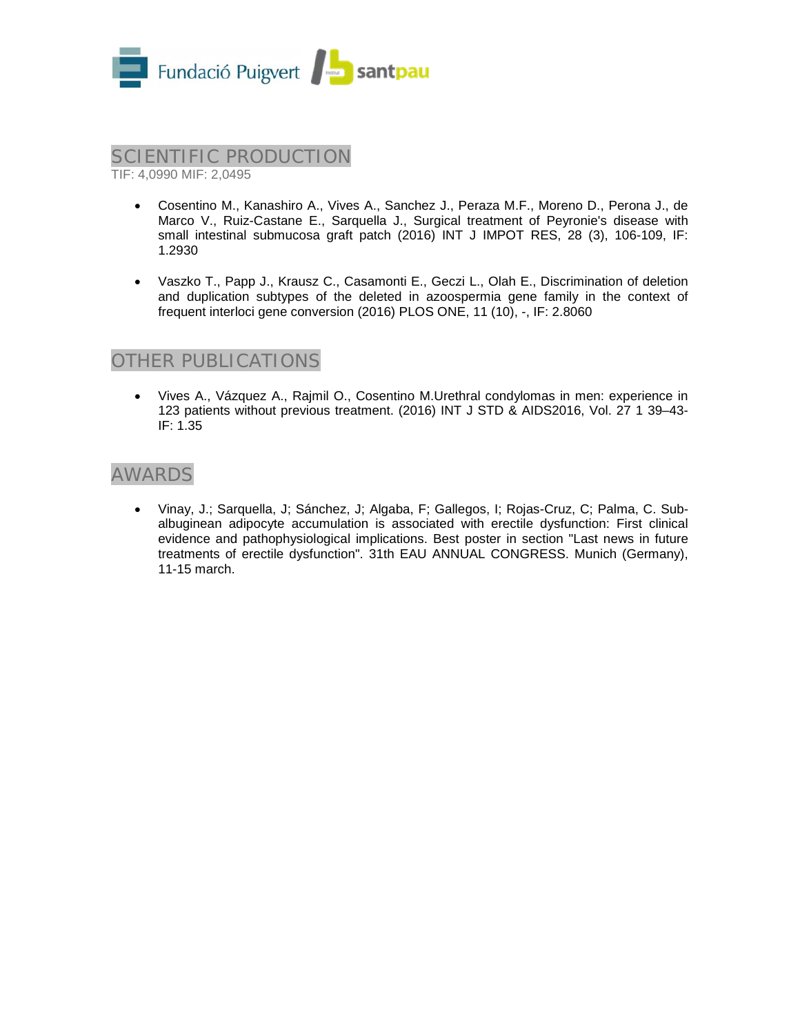## SCIENTIFIC PRODUCTION

TIF: 4,0990 MIF: 2,0495

- Cosentino M., Kanashiro A., Vives A., Sanchez J., Peraza M.F., Moreno D., Perona J., de Marco V., Ruiz-Castane E., Sarquella J., Surgical treatment of Peyronie's disease with small intestinal submucosa graft patch (2016) INT J IMPOT RES, 28 (3), 106-109, IF: 1.2930

- Vaszko T., Papp J., Krausz C., Casamonti E., Geczi L., Olah E., Discrimination of deletion and duplication subtypes of the deleted in azoospermia gene family in the context of frequent interloci gene conversion (2016) PLOS ONE, 11 (10), -, IF: 2.8060

## OTHER PUBLICATIONS

- Vives A., Vázquez A., Rajmil O., Cosentino M.Urethral condylomas in men: experience in 123 patients without previous treatment. (2016) INT J STD & AIDS2016, Vol. 27 1 39–43- IF: 1.35

## AWARDS

- Vinay, J.; Sarquella, J; Sánchez, J; Algaba, F; Gallegos, I; Rojas-Cruz, C; Palma, C. Sub-albuginean adipocyte accumulation is associated with erectile dysfunction: First clinical evidence and pathophysiological implications. Best poster in section "Last news in future treatments of erectile dysfunction". 31th EAU ANNUAL CONGRESS. Munich (Germany), 11-15 march.